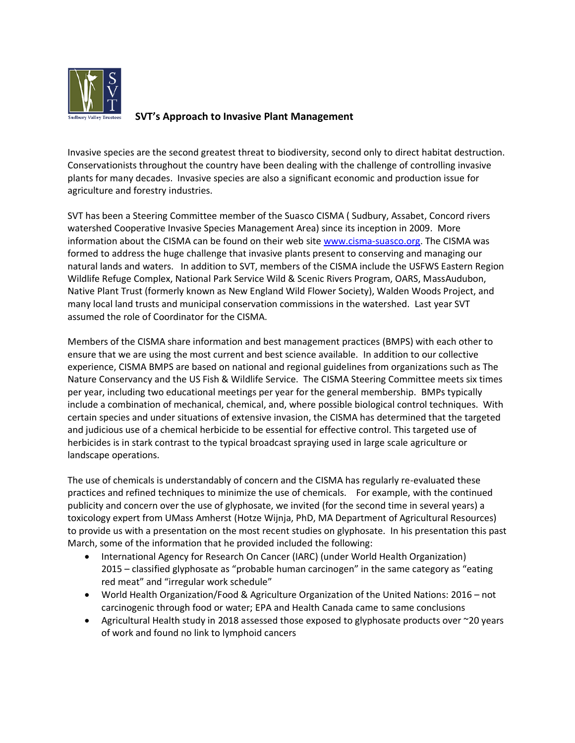# SVT's Approach to Invasive Plant Management

Invasive species are the second greatest threat to biodiversity, second only to direct habitat destruction. Conservationists throughout the country have been dealing with the challenge of controlling invasive plants for many decades. Invasive species are also a significant economic and production issue for agriculture and forestry industries.

SVT has been a Steering Committee member of the Suasco CISMA ( Sudbury, Assabet, Concord rivers watershed Cooperative Invasive Species Management Area) since its inception in 2009. More information about the CISMA can be found on their web site [www.cisma-suasco.org](www.cisma-suasco.org). The CISMA was formed to address the huge challenge that invasive plants present to conserving and managing our natural lands and waters. In addition to SVT, members of the CISMA include the USFWS Eastern Region Wildlife Refuge Complex, National Park Service Wild & Scenic Rivers Program, OARS, MassAudubon, Native Plant Trust (formerly known as New England Wild Flower Society), Walden Woods Project, and many local land trusts and municipal conservation commissions in the watershed. Last year SVT assumed the role of Coordinator for the CISMA.

Members of the CISMA share information and best management practices (BMPS) with each other to ensure that we are using the most current and best science available. In addition to our collective experience, CISMA BMPS are based on national and regional guidelines from organizations such as The Nature Conservancy and the US Fish & Wildlife Service. The CISMA Steering Committee meets six times per year, including two educational meetings per year for the general membership. BMPs typically include a combination of mechanical, chemical, and, where possible biological control techniques. With certain species and under situations of extensive invasion, the CISMA has determined that the targeted and judicious use of a chemical herbicide to be essential for effective control. This targeted use of herbicides is in stark contrast to the typical broadcast spraying used in large scale agriculture or landscape operations.

The use of chemicals is understandably of concern and the CISMA has regularly re-evaluated these practices and refined techniques to minimize the use of chemicals. For example, with the continued publicity and concern over the use of glyphosate, we invited (for the second time in several years) a toxicology expert from UMass Amherst (Hotze Wijnja, PhD, MA Department of Agricultural Resources) to provide us with a presentation on the most recent studies on glyphosate. In his presentation this past March, some of the information that he provided included the following:

- International Agency for Research On Cancer (IARC) (under World Health Organization) 2015 – classified glyphosate as "probable human carcinogen" in the same category as "eating red meat" and "irregular work schedule"
- World Health Organization/Food & Agriculture Organization of the United Nations: 2016 – not carcinogenic through food or water; EPA and Health Canada came to same conclusions
- Agricultural Health study in 2018 assessed those exposed to glyphosate products over ~20 years of work and found no link to lymphoid cancers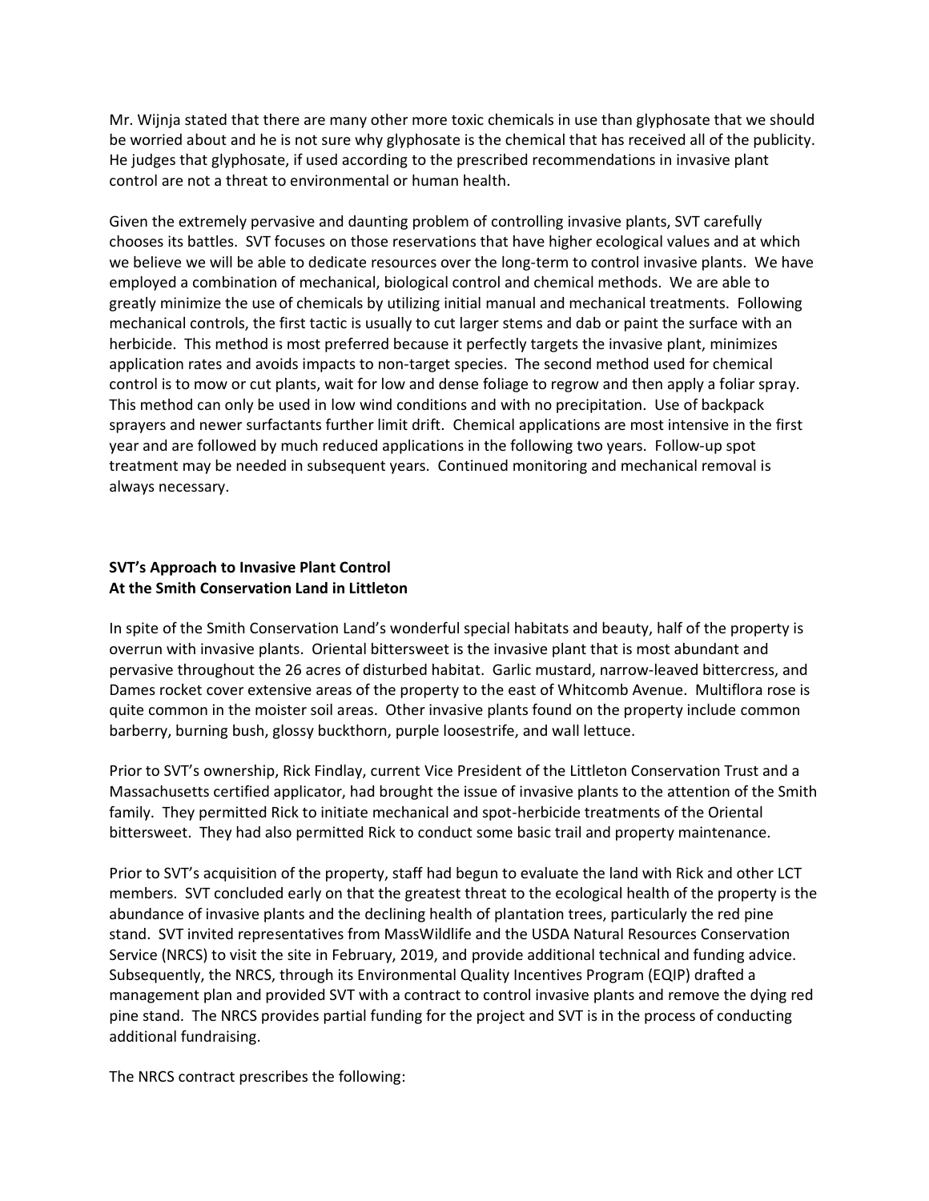Mr. Wijnja stated that there are many other more toxic chemicals in use than glyphosate that we should be worried about and he is not sure why glyphosate is the chemical that has received all of the publicity. He judges that glyphosate, if used according to the prescribed recommendations in invasive plant control are not a threat to environmental or human health.

Given the extremely pervasive and daunting problem of controlling invasive plants, SVT carefully chooses its battles. SVT focuses on those reservations that have higher ecological values and at which we believe we will be able to dedicate resources over the long-term to control invasive plants. We have employed a combination of mechanical, biological control and chemical methods. We are able to greatly minimize the use of chemicals by utilizing initial manual and mechanical treatments. Following mechanical controls, the first tactic is usually to cut larger stems and dab or paint the surface with an herbicide. This method is most preferred because it perfectly targets the invasive plant, minimizes application rates and avoids impacts to non-target species. The second method used for chemical control is to mow or cut plants, wait for low and dense foliage to regrow and then apply a foliar spray. This method can only be used in low wind conditions and with no precipitation. Use of backpack sprayers and newer surfactants further limit drift. Chemical applications are most intensive in the first year and are followed by much reduced applications in the following two years. Follow-up spot treatment may be needed in subsequent years. Continued monitoring and mechanical removal is always necessary.

**SVT's Approach to Invasive Plant Control**
**At the Smith Conservation Land in Littleton**

In spite of the Smith Conservation Land's wonderful special habitats and beauty, half of the property is overrun with invasive plants. Oriental bittersweet is the invasive plant that is most abundant and pervasive throughout the 26 acres of disturbed habitat. Garlic mustard, narrow-leaved bittercress, and Dames rocket cover extensive areas of the property to the east of Whitcomb Avenue. Multiflora rose is quite common in the moister soil areas. Other invasive plants found on the property include common barberry, burning bush, glossy buckthorn, purple loosestrife, and wall lettuce.

Prior to SVT's ownership, Rick Findlay, current Vice President of the Littleton Conservation Trust and a Massachusetts certified applicator, had brought the issue of invasive plants to the attention of the Smith family. They permitted Rick to initiate mechanical and spot-herbicide treatments of the Oriental bittersweet. They had also permitted Rick to conduct some basic trail and property maintenance.

Prior to SVT's acquisition of the property, staff had begun to evaluate the land with Rick and other LCT members. SVT concluded early on that the greatest threat to the ecological health of the property is the abundance of invasive plants and the declining health of plantation trees, particularly the red pine stand. SVT invited representatives from MassWildlife and the USDA Natural Resources Conservation Service (NRCS) to visit the site in February, 2019, and provide additional technical and funding advice. Subsequently, the NRCS, through its Environmental Quality Incentives Program (EQIP) drafted a management plan and provided SVT with a contract to control invasive plants and remove the dying red pine stand. The NRCS provides partial funding for the project and SVT is in the process of conducting additional fundraising.

The NRCS contract prescribes the following: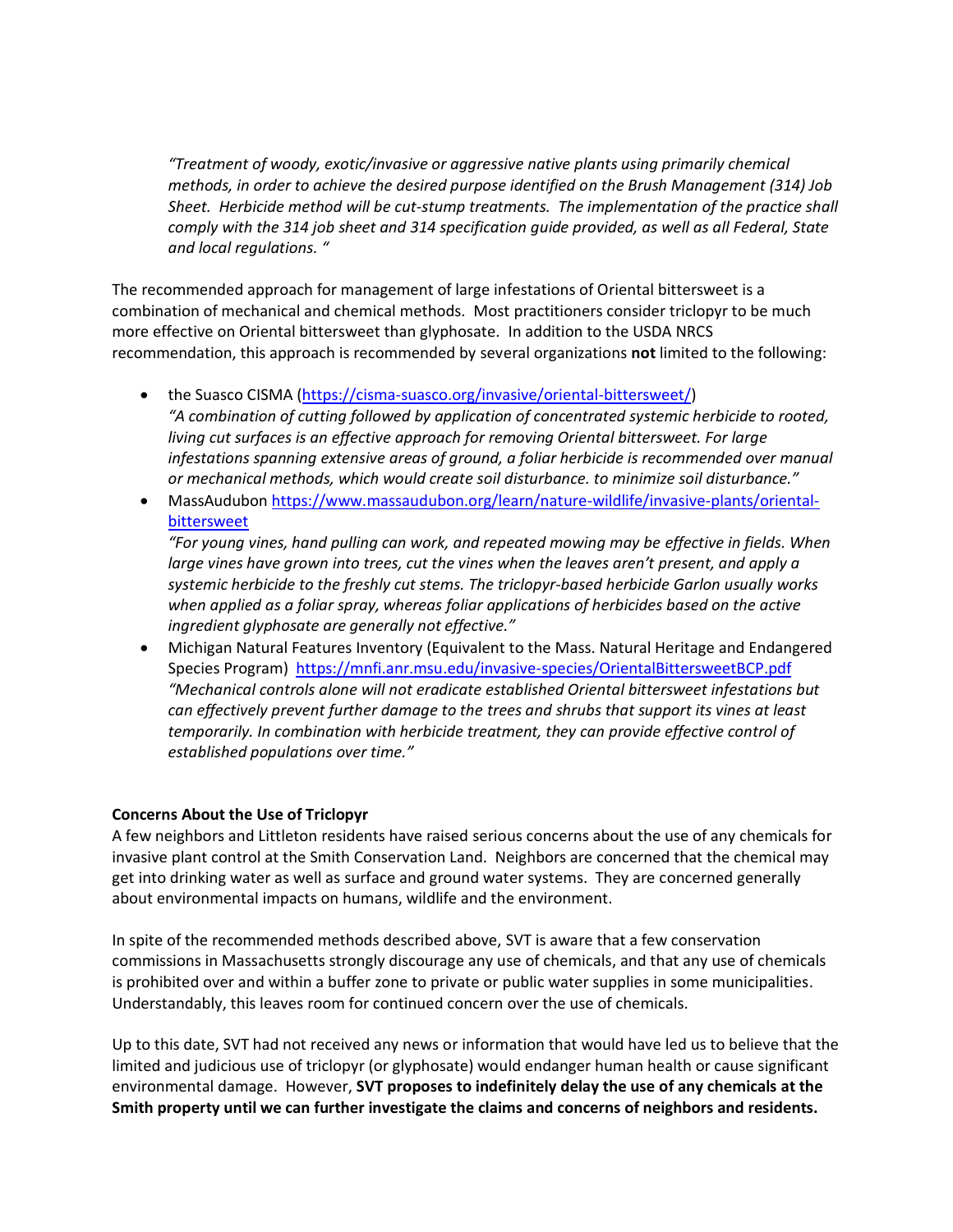*"Treatment of woody, exotic/invasive or aggressive native plants using primarily chemical methods, in order to achieve the desired purpose identified on the Brush Management (314) Job Sheet. Herbicide method will be cut-stump treatments. The implementation of the practice shall comply with the 314 job sheet and 314 specification guide provided, as well as all Federal, State and local regulations. "*

The recommended approach for management of large infestations of Oriental bittersweet is a combination of mechanical and chemical methods. Most practitioners consider triclopyr to be much more effective on Oriental bittersweet than glyphosate. In addition to the USDA NRCS recommendation, this approach is recommended by several organizations **not** limited to the following:

- the Suasco CISMA (https://cisma-suasco.org/invasive/oriental-bittersweet/)
  *"A combination of cutting followed by application of concentrated systemic herbicide to rooted, living cut surfaces is an effective approach for removing Oriental bittersweet. For large infestations spanning extensive areas of ground, a foliar herbicide is recommended over manual or mechanical methods, which would create soil disturbance. to minimize soil disturbance."*
- MassAudubon https://www.massaudubon.org/learn/nature-wildlife/invasive-plants/oriental-bittersweet
  *"For young vines, hand pulling can work, and repeated mowing may be effective in fields. When large vines have grown into trees, cut the vines when the leaves aren't present, and apply a systemic herbicide to the freshly cut stems. The triclopyr-based herbicide Garlon usually works when applied as a foliar spray, whereas foliar applications of herbicides based on the active ingredient glyphosate are generally not effective."*
- Michigan Natural Features Inventory (Equivalent to the Mass. Natural Heritage and Endangered Species Program) https://mnfi.anr.msu.edu/invasive-species/OrientalBittersweetBCP.pdf
  *"Mechanical controls alone will not eradicate established Oriental bittersweet infestations but can effectively prevent further damage to the trees and shrubs that support its vines at least temporarily. In combination with herbicide treatment, they can provide effective control of established populations over time."*

**Concerns About the Use of Triclopyr**

A few neighbors and Littleton residents have raised serious concerns about the use of any chemicals for invasive plant control at the Smith Conservation Land. Neighbors are concerned that the chemical may get into drinking water as well as surface and ground water systems. They are concerned generally about environmental impacts on humans, wildlife and the environment.

In spite of the recommended methods described above, SVT is aware that a few conservation commissions in Massachusetts strongly discourage any use of chemicals, and that any use of chemicals is prohibited over and within a buffer zone to private or public water supplies in some municipalities. Understandably, this leaves room for continued concern over the use of chemicals.

Up to this date, SVT had not received any news or information that would have led us to believe that the limited and judicious use of triclopyr (or glyphosate) would endanger human health or cause significant environmental damage. However, **SVT proposes to indefinitely delay the use of any chemicals at the Smith property until we can further investigate the claims and concerns of neighbors and residents.**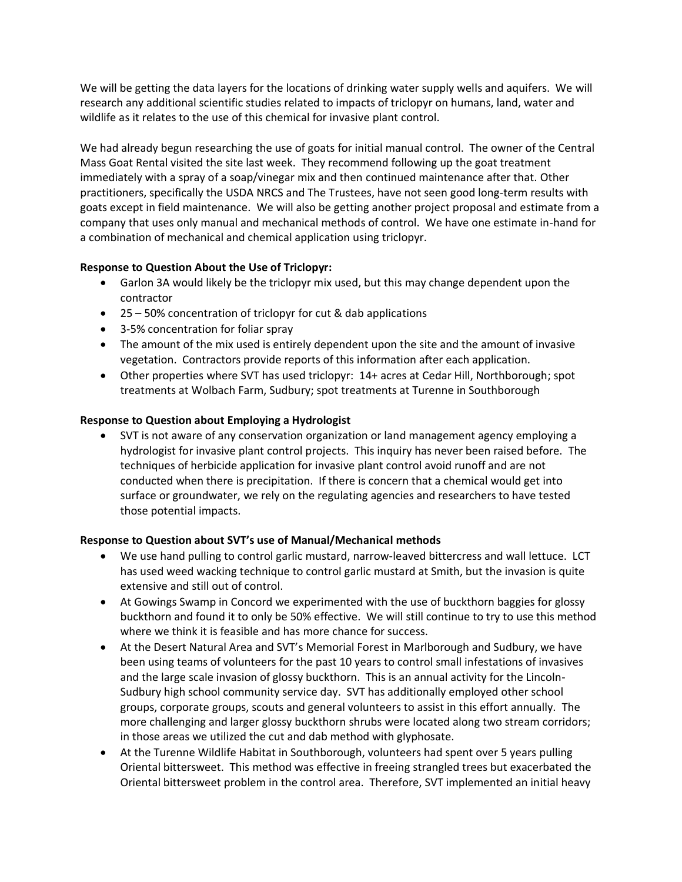We will be getting the data layers for the locations of drinking water supply wells and aquifers. We will research any additional scientific studies related to impacts of triclopyr on humans, land, water and wildlife as it relates to the use of this chemical for invasive plant control.

We had already begun researching the use of goats for initial manual control. The owner of the Central Mass Goat Rental visited the site last week. They recommend following up the goat treatment immediately with a spray of a soap/vinegar mix and then continued maintenance after that. Other practitioners, specifically the USDA NRCS and The Trustees, have not seen good long-term results with goats except in field maintenance. We will also be getting another project proposal and estimate from a company that uses only manual and mechanical methods of control. We have one estimate in-hand for a combination of mechanical and chemical application using triclopyr.

**Response to Question About the Use of Triclopyr:**

- Garlon 3A would likely be the triclopyr mix used, but this may change dependent upon the contractor
- 25 – 50% concentration of triclopyr for cut & dab applications
- 3-5% concentration for foliar spray
- The amount of the mix used is entirely dependent upon the site and the amount of invasive vegetation. Contractors provide reports of this information after each application.
- Other properties where SVT has used triclopyr: 14+ acres at Cedar Hill, Northborough; spot treatments at Wolbach Farm, Sudbury; spot treatments at Turenne in Southborough

**Response to Question about Employing a Hydrologist**

- SVT is not aware of any conservation organization or land management agency employing a hydrologist for invasive plant control projects. This inquiry has never been raised before. The techniques of herbicide application for invasive plant control avoid runoff and are not conducted when there is precipitation. If there is concern that a chemical would get into surface or groundwater, we rely on the regulating agencies and researchers to have tested those potential impacts.

**Response to Question about SVT's use of Manual/Mechanical methods**

- We use hand pulling to control garlic mustard, narrow-leaved bittercress and wall lettuce. LCT has used weed wacking technique to control garlic mustard at Smith, but the invasion is quite extensive and still out of control.
- At Gowings Swamp in Concord we experimented with the use of buckthorn baggies for glossy buckthorn and found it to only be 50% effective. We will still continue to try to use this method where we think it is feasible and has more chance for success.
- At the Desert Natural Area and SVT's Memorial Forest in Marlborough and Sudbury, we have been using teams of volunteers for the past 10 years to control small infestations of invasives and the large scale invasion of glossy buckthorn. This is an annual activity for the Lincoln-Sudbury high school community service day. SVT has additionally employed other school groups, corporate groups, scouts and general volunteers to assist in this effort annually. The more challenging and larger glossy buckthorn shrubs were located along two stream corridors; in those areas we utilized the cut and dab method with glyphosate.
- At the Turenne Wildlife Habitat in Southborough, volunteers had spent over 5 years pulling Oriental bittersweet. This method was effective in freeing strangled trees but exacerbated the Oriental bittersweet problem in the control area. Therefore, SVT implemented an initial heavy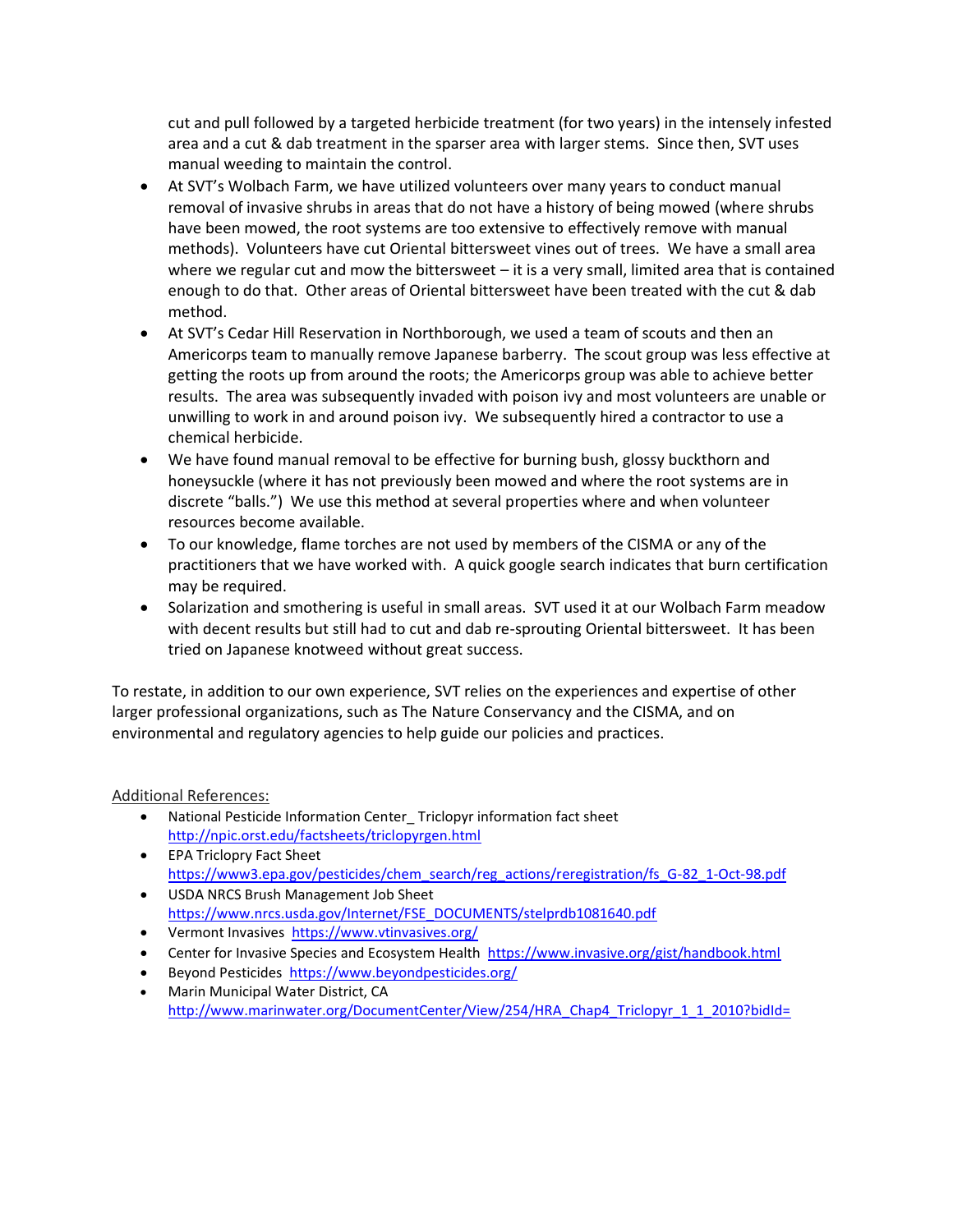cut and pull followed by a targeted herbicide treatment (for two years) in the intensely infested area and a cut & dab treatment in the sparser area with larger stems. Since then, SVT uses manual weeding to maintain the control.

- At SVT's Wolbach Farm, we have utilized volunteers over many years to conduct manual removal of invasive shrubs in areas that do not have a history of being mowed (where shrubs have been mowed, the root systems are too extensive to effectively remove with manual methods). Volunteers have cut Oriental bittersweet vines out of trees. We have a small area where we regular cut and mow the bittersweet – it is a very small, limited area that is contained enough to do that. Other areas of Oriental bittersweet have been treated with the cut & dab method.
- At SVT's Cedar Hill Reservation in Northborough, we used a team of scouts and then an Americorps team to manually remove Japanese barberry. The scout group was less effective at getting the roots up from around the roots; the Americorps group was able to achieve better results. The area was subsequently invaded with poison ivy and most volunteers are unable or unwilling to work in and around poison ivy. We subsequently hired a contractor to use a chemical herbicide.
- We have found manual removal to be effective for burning bush, glossy buckthorn and honeysuckle (where it has not previously been mowed and where the root systems are in discrete "balls.") We use this method at several properties where and when volunteer resources become available.
- To our knowledge, flame torches are not used by members of the CISMA or any of the practitioners that we have worked with. A quick google search indicates that burn certification may be required.
- Solarization and smothering is useful in small areas. SVT used it at our Wolbach Farm meadow with decent results but still had to cut and dab re-sprouting Oriental bittersweet. It has been tried on Japanese knotweed without great success.

To restate, in addition to our own experience, SVT relies on the experiences and expertise of other larger professional organizations, such as The Nature Conservancy and the CISMA, and on environmental and regulatory agencies to help guide our policies and practices.

Additional References:

- National Pesticide Information Center_ Triclopyr information fact sheet http://npic.orst.edu/factsheets/triclopyrgen.html
- EPA Triclopry Fact Sheet https://www3.epa.gov/pesticides/chem_search/reg_actions/reregistration/fs_G-82_1-Oct-98.pdf
- USDA NRCS Brush Management Job Sheet https://www.nrcs.usda.gov/Internet/FSE_DOCUMENTS/stelprdb1081640.pdf
- Vermont Invasives https://www.vtinvasives.org/
- Center for Invasive Species and Ecosystem Health https://www.invasive.org/gist/handbook.html
- Beyond Pesticides https://www.beyondpesticides.org/
- Marin Municipal Water District, CA http://www.marinwater.org/DocumentCenter/View/254/HRA_Chap4_Triclopyr_1_1_2010?bidId=